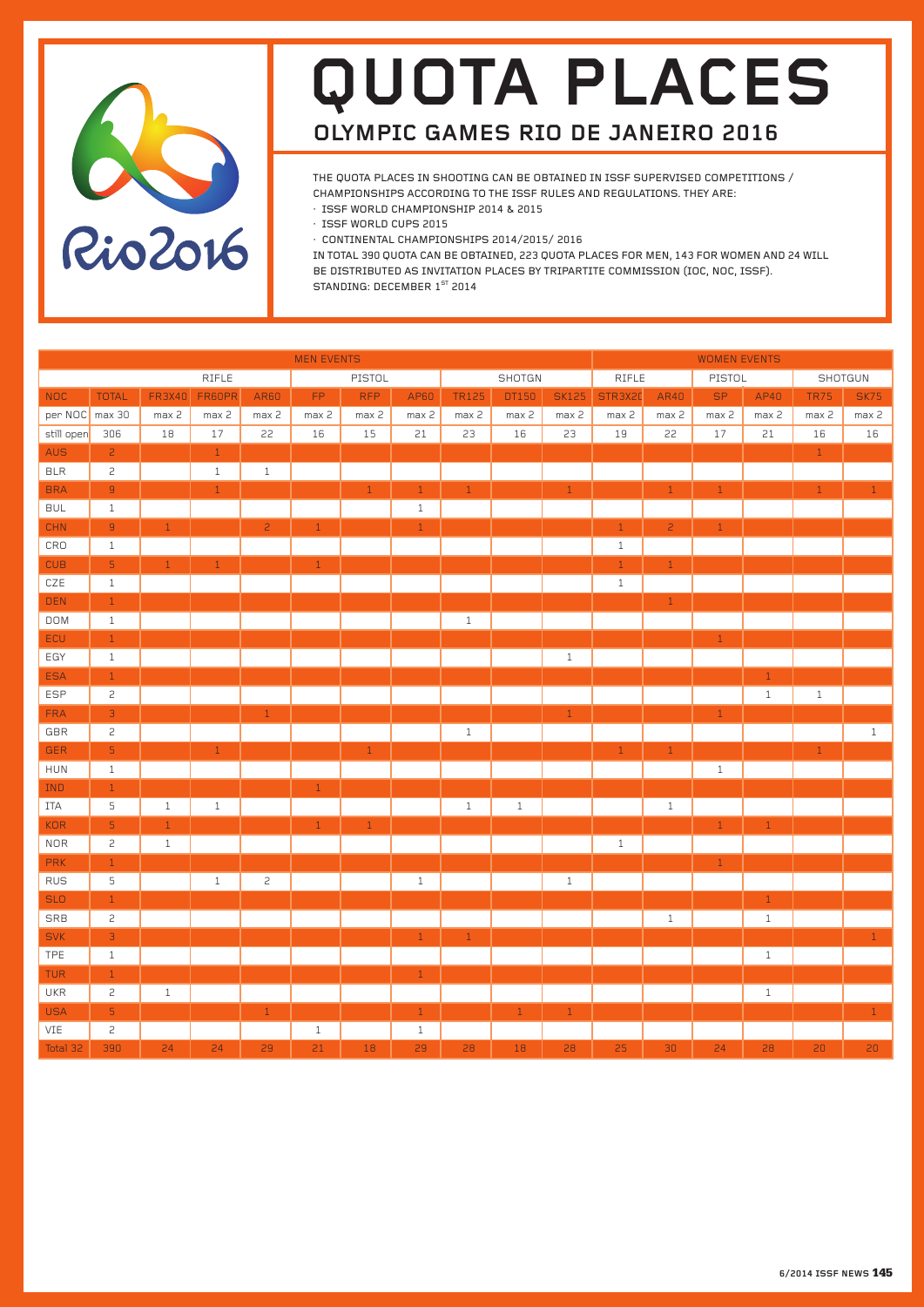# QUOTA PLACES

## OLYMPIC GAMES RIO DE JANEIRO 2016

THE QUOTA PLACES IN SHOOTING CAN BE OBTAINED IN ISSF SUPERVISED COMPETITIONS / CHAMPIONSHIPS ACCORDING TO THE ISSF RULES AND REGULATIONS. THEY ARE:

- ISSF WORLD CHAMPIONSHIP 2014 & 2015
- ISSF WORLD CUPS 2015
- CONTINENTAL CHAMPIONSHIPS 2014/2015/ 2016

IN TOTAL 390 QUOTA CAN BE OBTAINED, 223 QUOTA PLACES FOR MEN, 143 FOR WOMEN AND 24 WILL BE DISTRIBUTED AS INVITATION PLACES BY TRIPARTITE COMMISSION (IOC, NOC, ISSF).
STANDING: DECEMBER 1ST 2014

| | | MEN EVENTS | | | | | | | | | WOMEN EVENTS | | | | | |
|---|---|---|---|---|---|---|---|---|---|---|---|---|---|---|---|---|
| | | RIFLE | | | PISTOL | | | SHOTGN | | | RIFLE | | PISTOL | | SHOTGUN | |
| NOC | TOTAL | FR3X40 | FR60PR | AR60 | FP | RFP | AP60 | TR125 | DT150 | SK125 | STR3X20 | AR40 | SP | AP40 | TR75 | SK75 |
| per NOC | max 30 | max 2 | max 2 | max 2 | max 2 | max 2 | max 2 | max 2 | max 2 | max 2 | max 2 | max 2 | max 2 | max 2 | max 2 | max 2 |
| still open | 306 | 18 | 17 | 22 | 16 | 15 | 21 | 23 | 16 | 23 | 19 | 22 | 17 | 21 | 16 | 16 |
| AUS | 2 | | 1 | | | | | | | | | | | | 1 | |
| BLR | 2 | | 1 | 1 | | | | | | | | | | | | |
| BRA | 9 | | 1 | | | 1 | 1 | 1 | | 1 | | 1 | 1 | | 1 | 1 |
| BUL | 1 | | | | | | 1 | | | | | | | | | |
| CHN | 9 | 1 | | 2 | 1 | | 1 | | | | 1 | 2 | 1 | | | |
| CRO | 1 | | | | | | | | | | 1 | | | | | |
| CUB | 5 | 1 | 1 | | 1 | | | | | | 1 | 1 | | | | |
| CZE | 1 | | | | | | | | | | 1 | | | | | |
| DEN | 1 | | | | | | | | | | | 1 | | | | |
| DOM | 1 | | | | | | | 1 | | | | | | | | |
| ECU | 1 | | | | | | | | | | | | 1 | | | |
| EGY | 1 | | | | | | | | | 1 | | | | | | |
| ESA | 1 | | | | | | | | | | | | | 1 | | |
| ESP | 2 | | | | | | | | | | | | | 1 | 1 | |
| FRA | 3 | | | 1 | | | | | | 1 | | | 1 | | | |
| GBR | 2 | | | | | | | 1 | | | | | | | | 1 |
| GER | 5 | | 1 | | | 1 | | | | | 1 | 1 | | | 1 | |
| HUN | 1 | | | | | | | | | | | | 1 | | | |
| IND | 1 | | | | 1 | | | | | | | | | | | |
| ITA | 5 | 1 | 1 | | | | | 1 | 1 | | | 1 | | | | |
| KOR | 5 | 1 | | | 1 | 1 | | | | | | | 1 | 1 | | |
| NOR | 2 | 1 | | | | | | | | | 1 | | | | | |
| PRK | 1 | | | | | | | | | | | | 1 | | | |
| RUS | 5 | | 1 | 2 | | | 1 | | | 1 | | | | | | |
| SLO | 1 | | | | | | | | | | | | | 1 | | |
| SRB | 2 | | | | | | | | | | | 1 | | 1 | | |
| SVK | 3 | | | | | | 1 | 1 | | | | | | | | 1 |
| TPE | 1 | | | | | | | | | | | | | 1 | | |
| TUR | 1 | | | | | | 1 | | | | | | | | | |
| UKR | 2 | 1 | | | | | | | | | | | | 1 | | |
| USA | 5 | | | 1 | | | 1 | | 1 | 1 | | | | | | 1 |
| VIE | 2 | | | | 1 | | 1 | | | | | | | | | |
| Total 32 | 390 | 24 | 24 | 29 | 21 | 18 | 29 | 28 | 18 | 28 | 25 | 30 | 24 | 28 | 20 | 20 |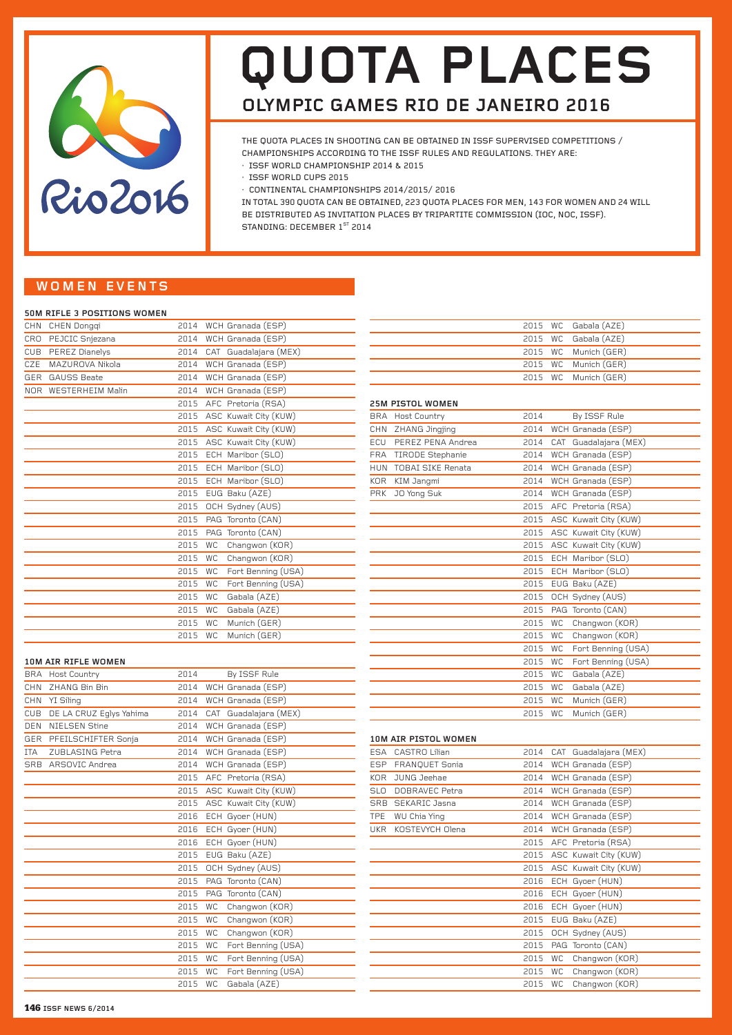# QUOTA PLACES

## OLYMPIC GAMES RIO DE JANEIRO 2016

THE QUOTA PLACES IN SHOOTING CAN BE OBTAINED IN ISSF SUPERVISED COMPETITIONS / CHAMPIONSHIPS ACCORDING TO THE ISSF RULES AND REGULATIONS. THEY ARE:

- ISSF WORLD CHAMPIONSHIP 2014 & 2015
- ISSF WORLD CUPS 2015
- CONTINENTAL CHAMPIONSHIPS 2014/2015/ 2016

IN TOTAL 390 QUOTA CAN BE OBTAINED, 223 QUOTA PLACES FOR MEN, 143 FOR WOMEN AND 24 WILL BE DISTRIBUTED AS INVITATION PLACES BY TRIPARTITE COMMISSION (IOC, NOC, ISSF).
STANDING: DECEMBER 1ST 2014

## WOMEN EVENTS

### 50M RIFLE 3 POSITIONS WOMEN

| | | | | |
|---|---|---|---|---|
| CHN | CHEN Dongqi | 2014 | WCH | Granada (ESP) |
| CRO | PEJCIC Snjezana | 2014 | WCH | Granada (ESP) |
| CUB | PEREZ Dianelys | 2014 | CAT | Guadalajara (MEX) |
| CZE | MAZUROVA Nikola | 2014 | WCH | Granada (ESP) |
| GER | GAUSS Beate | 2014 | WCH | Granada (ESP) |
| NOR | WESTERHEIM Malin | 2014 | WCH | Granada (ESP) |
| | | 2015 | AFC | Pretoria (RSA) |
| | | 2015 | ASC | Kuwait City (KUW) |
| | | 2015 | ASC | Kuwait City (KUW) |
| | | 2015 | ASC | Kuwait City (KUW) |
| | | 2015 | ECH | Maribor (SLO) |
| | | 2015 | ECH | Maribor (SLO) |
| | | 2015 | ECH | Maribor (SLO) |
| | | 2015 | EUG | Baku (AZE) |
| | | 2015 | OCH | Sydney (AUS) |
| | | 2015 | PAG | Toronto (CAN) |
| | | 2015 | PAG | Toronto (CAN) |
| | | 2015 | WC | Changwon (KOR) |
| | | 2015 | WC | Changwon (KOR) |
| | | 2015 | WC | Fort Benning (USA) |
| | | 2015 | WC | Fort Benning (USA) |
| | | 2015 | WC | Gabala (AZE) |
| | | 2015 | WC | Gabala (AZE) |
| | | 2015 | WC | Munich (GER) |
| | | 2015 | WC | Munich (GER) |
| | | 2015 | WC | Gabala (AZE) |
| | | 2015 | WC | Gabala (AZE) |
| | | 2015 | WC | Munich (GER) |
| | | 2015 | WC | Munich (GER) |
| | | 2015 | WC | Munich (GER) |

### 10M AIR RIFLE WOMEN

| | | | | |
|---|---|---|---|---|
| BRA | Host Country | 2014 | | By ISSF Rule |
| CHN | ZHANG Bin Bin | 2014 | WCH | Granada (ESP) |
| CHN | YI Siling | 2014 | WCH | Granada (ESP) |
| CUB | DE LA CRUZ Eglys Yahima | 2014 | CAT | Guadalajara (MEX) |
| DEN | NIELSEN Stine | 2014 | WCH | Granada (ESP) |
| GER | PFEILSCHIFTER Sonja | 2014 | WCH | Granada (ESP) |
| ITA | ZUBLASING Petra | 2014 | WCH | Granada (ESP) |
| SRB | ARSOVIC Andrea | 2014 | WCH | Granada (ESP) |
| | | 2015 | AFC | Pretoria (RSA) |
| | | 2015 | ASC | Kuwait City (KUW) |
| | | 2015 | ASC | Kuwait City (KUW) |
| | | 2016 | ECH | Gyoer (HUN) |
| | | 2016 | ECH | Gyoer (HUN) |
| | | 2016 | ECH | Gyoer (HUN) |
| | | 2015 | EUG | Baku (AZE) |
| | | 2015 | OCH | Sydney (AUS) |
| | | 2015 | PAG | Toronto (CAN) |
| | | 2015 | PAG | Toronto (CAN) |
| | | 2015 | WC | Changwon (KOR) |
| | | 2015 | WC | Changwon (KOR) |
| | | 2015 | WC | Changwon (KOR) |
| | | 2015 | WC | Fort Benning (USA) |
| | | 2015 | WC | Fort Benning (USA) |
| | | 2015 | WC | Fort Benning (USA) |
| | | 2015 | WC | Gabala (AZE) |

### 25M PISTOL WOMEN

| | | | | |
|---|---|---|---|---|
| BRA | Host Country | 2014 | | By ISSF Rule |
| CHN | ZHANG Jingjing | 2014 | WCH | Granada (ESP) |
| ECU | PEREZ PENA Andrea | 2014 | CAT | Guadalajara (MEX) |
| FRA | TIRODE Stephanie | 2014 | WCH | Granada (ESP) |
| HUN | TOBAI SIKE Renata | 2014 | WCH | Granada (ESP) |
| KOR | KIM Jangmi | 2014 | WCH | Granada (ESP) |
| PRK | JO Yong Suk | 2014 | WCH | Granada (ESP) |
| | | 2015 | AFC | Pretoria (RSA) |
| | | 2015 | ASC | Kuwait City (KUW) |
| | | 2015 | ASC | Kuwait City (KUW) |
| | | 2015 | ASC | Kuwait City (KUW) |
| | | 2015 | ECH | Maribor (SLO) |
| | | 2015 | ECH | Maribor (SLO) |
| | | 2015 | EUG | Baku (AZE) |
| | | 2015 | OCH | Sydney (AUS) |
| | | 2015 | PAG | Toronto (CAN) |
| | | 2015 | WC | Changwon (KOR) |
| | | 2015 | WC | Changwon (KOR) |
| | | 2015 | WC | Fort Benning (USA) |
| | | 2015 | WC | Fort Benning (USA) |
| | | 2015 | WC | Gabala (AZE) |
| | | 2015 | WC | Gabala (AZE) |
| | | 2015 | WC | Munich (GER) |
| | | 2015 | WC | Munich (GER) |

### 10M AIR PISTOL WOMEN

| | | | | |
|---|---|---|---|---|
| ESA | CASTRO Lilian | 2014 | CAT | Guadalajara (MEX) |
| ESP | FRANQUET Sonia | 2014 | WCH | Granada (ESP) |
| KOR | JUNG Jeehae | 2014 | WCH | Granada (ESP) |
| SLO | DOBRAVEC Petra | 2014 | WCH | Granada (ESP) |
| SRB | SEKARIC Jasna | 2014 | WCH | Granada (ESP) |
| TPE | WU Chia Ying | 2014 | WCH | Granada (ESP) |
| UKR | KOSTEVYCH Olena | 2014 | WCH | Granada (ESP) |
| | | 2015 | AFC | Pretoria (RSA) |
| | | 2015 | ASC | Kuwait City (KUW) |
| | | 2015 | ASC | Kuwait City (KUW) |
| | | 2016 | ECH | Gyoer (HUN) |
| | | 2016 | ECH | Gyoer (HUN) |
| | | 2016 | ECH | Gyoer (HUN) |
| | | 2015 | EUG | Baku (AZE) |
| | | 2015 | OCH | Sydney (AUS) |
| | | 2015 | PAG | Toronto (CAN) |
| | | 2015 | WC | Changwon (KOR) |
| | | 2015 | WC | Changwon (KOR) |
| | | 2015 | WC | Changwon (KOR) |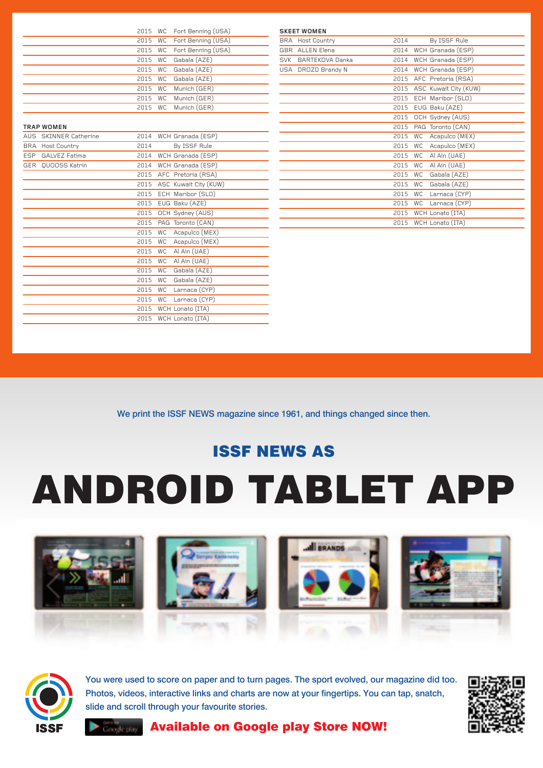| | | | |
|---|---|---|---|
| | 2015 | WC | Fort Benning (USA) |
| | 2015 | WC | Fort Benning (USA) |
| | 2015 | WC | Fort Benning (USA) |
| | 2015 | WC | Gabala (AZE) |
| | 2015 | WC | Gabala (AZE) |
| | 2015 | WC | Gabala (AZE) |
| | 2015 | WC | Munich (GER) |
| | 2015 | WC | Munich (GER) |
| | 2015 | WC | Munich (GER) |

**TRAP WOMEN**

| | | | | |
|---|---|---|---|---|
| AUS | SKINNER Catherine | 2014 | WCH | Granada (ESP) |
| BRA | Host Country | 2014 | | By ISSF Rule |
| ESP | GALVEZ Fatima | 2014 | WCH | Granada (ESP) |
| GER | QUOOSS Katrin | 2014 | WCH | Granada (ESP) |
| | | 2015 | AFC | Pretoria (RSA) |
| | | 2015 | ASC | Kuwait City (KUW) |
| | | 2015 | ECH | Maribor (SLO) |
| | | 2015 | EUG | Baku (AZE) |
| | | 2015 | OCH | Sydney (AUS) |
| | | 2015 | PAG | Toronto (CAN) |
| | | 2015 | WC | Acapulco (MEX) |
| | | 2015 | WC | Acapulco (MEX) |
| | | 2015 | WC | Al Ain (UAE) |
| | | 2015 | WC | Al Ain (UAE) |
| | | 2015 | WC | Gabala (AZE) |
| | | 2015 | WC | Gabala (AZE) |
| | | 2015 | WC | Larnaca (CYP) |
| | | 2015 | WC | Larnaca (CYP) |
| | | 2015 | WCH | Lonato (ITA) |
| | | 2015 | WCH | Lonato (ITA) |

**SKEET WOMEN**

| | | | | |
|---|---|---|---|---|
| BRA | Host Country | 2014 | | By ISSF Rule |
| GBR | ALLEN Elena | 2014 | WCH | Granada (ESP) |
| SVK | BARTEKOVA Danka | 2014 | WCH | Granada (ESP) |
| USA | DROZD Brandy N | 2014 | WCH | Granada (ESP) |
| | | 2015 | AFC | Pretoria (RSA) |
| | | 2015 | ASC | Kuwait City (KUW) |
| | | 2015 | ECH | Maribor (SLO) |
| | | 2015 | EUG | Baku (AZE) |
| | | 2015 | OCH | Sydney (AUS) |
| | | 2015 | PAG | Toronto (CAN) |
| | | 2015 | WC | Acapulco (MEX) |
| | | 2015 | WC | Acapulco (MEX) |
| | | 2015 | WC | Al Ain (UAE) |
| | | 2015 | WC | Al Ain (UAE) |
| | | 2015 | WC | Gabala (AZE) |
| | | 2015 | WC | Gabala (AZE) |
| | | 2015 | WC | Larnaca (CYP) |
| | | 2015 | WC | Larnaca (CYP) |
| | | 2015 | WCH | Lonato (ITA) |
| | | 2015 | WCH | Lonato (ITA) |

We print the ISSF NEWS magazine since 1961, and things changed since then.

## ISSF NEWS AS

# ANDROID TABLET APP

You were used to score on paper and to turn pages. The sport evolved, our magazine did too. Photos, videos, interactive links and charts are now at your fingertips. You can tap, snatch, slide and scroll through your favourite stories.

**Available on Google play Store NOW!**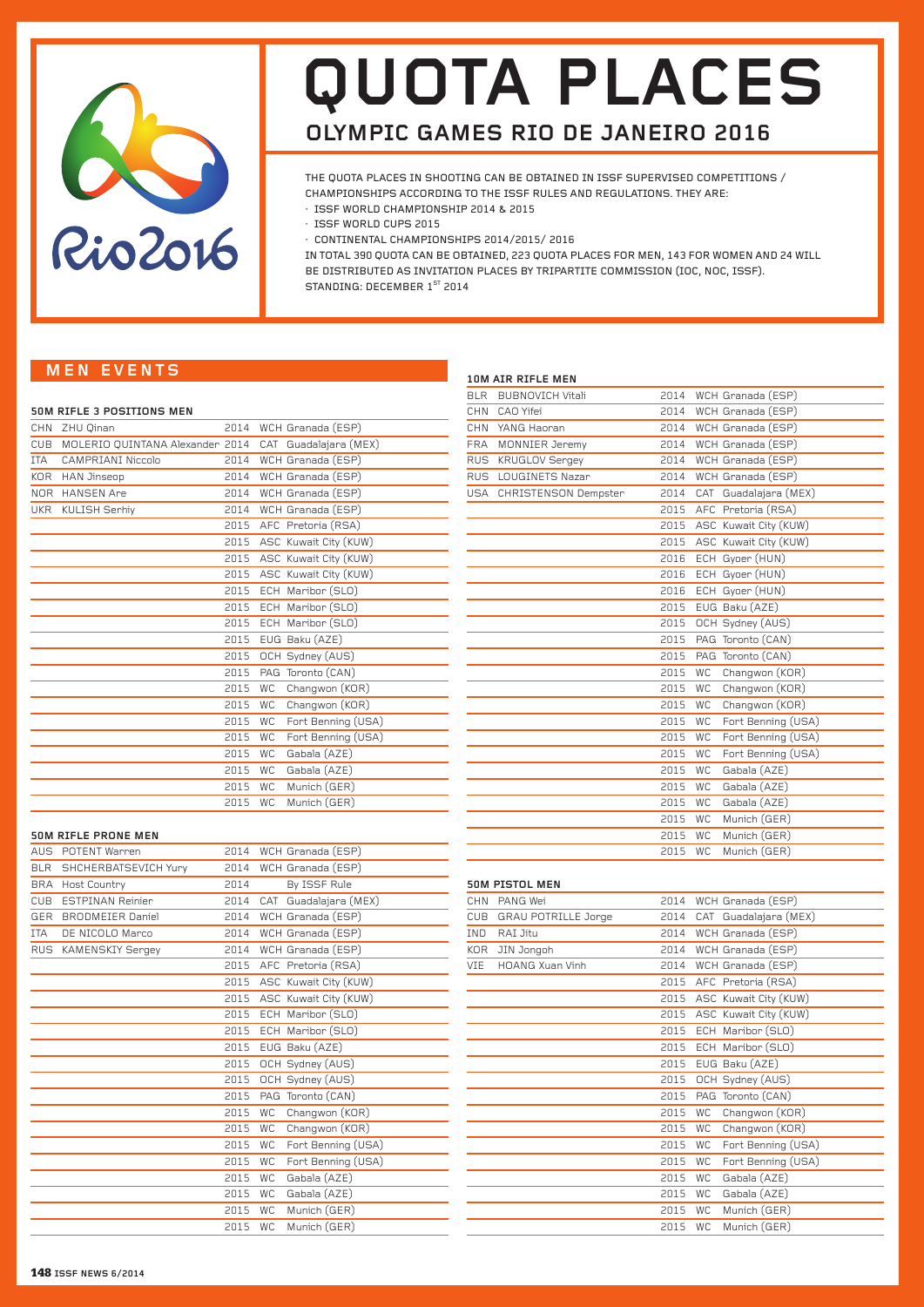# QUOTA PLACES

## OLYMPIC GAMES RIO DE JANEIRO 2016

THE QUOTA PLACES IN SHOOTING CAN BE OBTAINED IN ISSF SUPERVISED COMPETITIONS / CHAMPIONSHIPS ACCORDING TO THE ISSF RULES AND REGULATIONS. THEY ARE:

- ISSF WORLD CHAMPIONSHIP 2014 & 2015
- ISSF WORLD CUPS 2015
- CONTINENTAL CHAMPIONSHIPS 2014/2015/ 2016

IN TOTAL 390 QUOTA CAN BE OBTAINED, 223 QUOTA PLACES FOR MEN, 143 FOR WOMEN AND 24 WILL BE DISTRIBUTED AS INVITATION PLACES BY TRIPARTITE COMMISSION (IOC, NOC, ISSF).
STANDING: DECEMBER 1ST 2014

## MEN EVENTS

### 50M RIFLE 3 POSITIONS MEN

| | | | | |
|---|---|---|---|---|
| CHN | ZHU Qinan | 2014 | WCH | Granada (ESP) |
| CUB | MOLERIO QUINTANA Alexander | 2014 | CAT | Guadalajara (MEX) |
| ITA | CAMPRIANI Niccolo | 2014 | WCH | Granada (ESP) |
| KOR | HAN Jinseop | 2014 | WCH | Granada (ESP) |
| NOR | HANSEN Are | 2014 | WCH | Granada (ESP) |
| UKR | KULISH Serhiy | 2014 | WCH | Granada (ESP) |
| | | 2015 | AFC | Pretoria (RSA) |
| | | 2015 | ASC | Kuwait City (KUW) |
| | | 2015 | ASC | Kuwait City (KUW) |
| | | 2015 | ASC | Kuwait City (KUW) |
| | | 2015 | ECH | Maribor (SLO) |
| | | 2015 | ECH | Maribor (SLO) |
| | | 2015 | ECH | Maribor (SLO) |
| | | 2015 | EUG | Baku (AZE) |
| | | 2015 | OCH | Sydney (AUS) |
| | | 2015 | PAG | Toronto (CAN) |
| | | 2015 | WC | Changwon (KOR) |
| | | 2015 | WC | Changwon (KOR) |
| | | 2015 | WC | Fort Benning (USA) |
| | | 2015 | WC | Fort Benning (USA) |
| | | 2015 | WC | Gabala (AZE) |
| | | 2015 | WC | Gabala (AZE) |
| | | 2015 | WC | Munich (GER) |
| | | 2015 | WC | Munich (GER) |

### 50M RIFLE PRONE MEN

| | | | | |
|---|---|---|---|---|
| AUS | POTENT Warren | 2014 | WCH | Granada (ESP) |
| BLR | SHCHERBATSEVICH Yury | 2014 | WCH | Granada (ESP) |
| BRA | Host Country | 2014 | | By ISSF Rule |
| CUB | ESTPINAN Reinier | 2014 | CAT | Guadalajara (MEX) |
| GER | BRODMEIER Daniel | 2014 | WCH | Granada (ESP) |
| ITA | DE NICOLO Marco | 2014 | WCH | Granada (ESP) |
| RUS | KAMENSKIY Sergey | 2014 | WCH | Granada (ESP) |
| | | 2015 | AFC | Pretoria (RSA) |
| | | 2015 | ASC | Kuwait City (KUW) |
| | | 2015 | ASC | Kuwait City (KUW) |
| | | 2015 | ECH | Maribor (SLO) |
| | | 2015 | ECH | Maribor (SLO) |
| | | 2015 | EUG | Baku (AZE) |
| | | 2015 | OCH | Sydney (AUS) |
| | | 2015 | OCH | Sydney (AUS) |
| | | 2015 | PAG | Toronto (CAN) |
| | | 2015 | WC | Changwon (KOR) |
| | | 2015 | WC | Changwon (KOR) |
| | | 2015 | WC | Fort Benning (USA) |
| | | 2015 | WC | Fort Benning (USA) |
| | | 2015 | WC | Gabala (AZE) |
| | | 2015 | WC | Gabala (AZE) |
| | | 2015 | WC | Munich (GER) |
| | | 2015 | WC | Munich (GER) |

### 10M AIR RIFLE MEN

| | | | | |
|---|---|---|---|---|
| BLR | BUBNOVICH Vitali | 2014 | WCH | Granada (ESP) |
| CHN | CAO Yifei | 2014 | WCH | Granada (ESP) |
| CHN | YANG Haoran | 2014 | WCH | Granada (ESP) |
| FRA | MONNIER Jeremy | 2014 | WCH | Granada (ESP) |
| RUS | KRUGLOV Sergey | 2014 | WCH | Granada (ESP) |
| RUS | LOUGINETS Nazar | 2014 | WCH | Granada (ESP) |
| USA | CHRISTENSON Dempster | 2014 | CAT | Guadalajara (MEX) |
| | | 2015 | AFC | Pretoria (RSA) |
| | | 2015 | ASC | Kuwait City (KUW) |
| | | 2015 | ASC | Kuwait City (KUW) |
| | | 2016 | ECH | Gyoer (HUN) |
| | | 2016 | ECH | Gyoer (HUN) |
| | | 2016 | ECH | Gyoer (HUN) |
| | | 2015 | EUG | Baku (AZE) |
| | | 2015 | OCH | Sydney (AUS) |
| | | 2015 | PAG | Toronto (CAN) |
| | | 2015 | PAG | Toronto (CAN) |
| | | 2015 | WC | Changwon (KOR) |
| | | 2015 | WC | Changwon (KOR) |
| | | 2015 | WC | Changwon (KOR) |
| | | 2015 | WC | Fort Benning (USA) |
| | | 2015 | WC | Fort Benning (USA) |
| | | 2015 | WC | Fort Benning (USA) |
| | | 2015 | WC | Gabala (AZE) |
| | | 2015 | WC | Gabala (AZE) |
| | | 2015 | WC | Gabala (AZE) |
| | | 2015 | WC | Munich (GER) |
| | | 2015 | WC | Munich (GER) |
| | | 2015 | WC | Munich (GER) |

### 50M PISTOL MEN

| | | | | |
|---|---|---|---|---|
| CHN | PANG Wei | 2014 | WCH | Granada (ESP) |
| CUB | GRAU POTRILLE Jorge | 2014 | CAT | Guadalajara (MEX) |
| IND | RAI Jitu | 2014 | WCH | Granada (ESP) |
| KOR | JIN Jongoh | 2014 | WCH | Granada (ESP) |
| VIE | HOANG Xuan Vinh | 2014 | WCH | Granada (ESP) |
| | | 2015 | AFC | Pretoria (RSA) |
| | | 2015 | ASC | Kuwait City (KUW) |
| | | 2015 | ASC | Kuwait City (KUW) |
| | | 2015 | ECH | Maribor (SLO) |
| | | 2015 | ECH | Maribor (SLO) |
| | | 2015 | EUG | Baku (AZE) |
| | | 2015 | OCH | Sydney (AUS) |
| | | 2015 | PAG | Toronto (CAN) |
| | | 2015 | WC | Changwon (KOR) |
| | | 2015 | WC | Changwon (KOR) |
| | | 2015 | WC | Fort Benning (USA) |
| | | 2015 | WC | Fort Benning (USA) |
| | | 2015 | WC | Gabala (AZE) |
| | | 2015 | WC | Gabala (AZE) |
| | | 2015 | WC | Munich (GER) |
| | | 2015 | WC | Munich (GER) |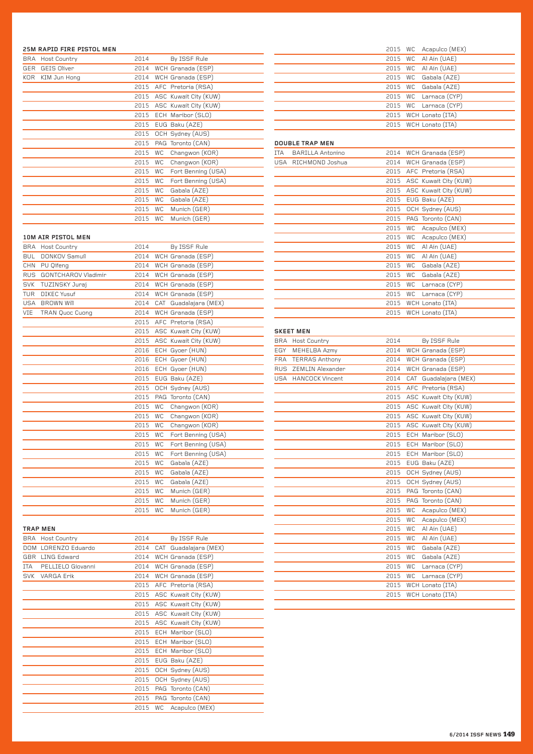## 25M RAPID FIRE PISTOL MEN

| | | | | |
|---|---|---|---|---|
| BRA | Host Country | 2014 | | By ISSF Rule |
| GER | GEIS Oliver | 2014 | WCH | Granada (ESP) |
| KOR | KIM Jun Hong | 2014 | WCH | Granada (ESP) |
| | | 2015 | AFC | Pretoria (RSA) |
| | | 2015 | ASC | Kuwait City (KUW) |
| | | 2015 | ASC | Kuwait City (KUW) |
| | | 2015 | ECH | Maribor (SLO) |
| | | 2015 | EUG | Baku (AZE) |
| | | 2015 | OCH | Sydney (AUS) |
| | | 2015 | PAG | Toronto (CAN) |
| | | 2015 | WC | Changwon (KOR) |
| | | 2015 | WC | Changwon (KOR) |
| | | 2015 | WC | Fort Benning (USA) |
| | | 2015 | WC | Fort Benning (USA) |
| | | 2015 | WC | Gabala (AZE) |
| | | 2015 | WC | Gabala (AZE) |
| | | 2015 | WC | Munich (GER) |
| | | 2015 | WC | Munich (GER) |

## 10M AIR PISTOL MEN

| | | | | |
|---|---|---|---|---|
| BRA | Host Country | 2014 | | By ISSF Rule |
| BUL | DONKOV Samuil | 2014 | WCH | Granada (ESP) |
| CHN | PU Qifeng | 2014 | WCH | Granada (ESP) |
| RUS | GONTCHAROV Vladimir | 2014 | WCH | Granada (ESP) |
| SVK | TUZINSKY Juraj | 2014 | WCH | Granada (ESP) |
| TUR | DIKEC Yusuf | 2014 | WCH | Granada (ESP) |
| USA | BROWN Will | 2014 | CAT | Guadalajara (MEX) |
| VIE | TRAN Quoc Cuong | 2014 | WCH | Granada (ESP) |
| | | 2015 | AFC | Pretoria (RSA) |
| | | 2015 | ASC | Kuwait City (KUW) |
| | | 2015 | ASC | Kuwait City (KUW) |
| | | 2016 | ECH | Gyoer (HUN) |
| | | 2016 | ECH | Gyoer (HUN) |
| | | 2016 | ECH | Gyoer (HUN) |
| | | 2015 | EUG | Baku (AZE) |
| | | 2015 | OCH | Sydney (AUS) |
| | | 2015 | PAG | Toronto (CAN) |
| | | 2015 | WC | Changwon (KOR) |
| | | 2015 | WC | Changwon (KOR) |
| | | 2015 | WC | Changwon (KOR) |
| | | 2015 | WC | Fort Benning (USA) |
| | | 2015 | WC | Fort Benning (USA) |
| | | 2015 | WC | Fort Benning (USA) |
| | | 2015 | WC | Gabala (AZE) |
| | | 2015 | WC | Gabala (AZE) |
| | | 2015 | WC | Gabala (AZE) |
| | | 2015 | WC | Munich (GER) |
| | | 2015 | WC | Munich (GER) |
| | | 2015 | WC | Munich (GER) |

## TRAP MEN

| | | | | |
|---|---|---|---|---|
| BRA | Host Country | 2014 | | By ISSF Rule |
| DOM | LORENZO Eduardo | 2014 | CAT | Guadalajara (MEX) |
| GBR | LING Edward | 2014 | WCH | Granada (ESP) |
| ITA | PELLIELO Giovanni | 2014 | WCH | Granada (ESP) |
| SVK | VARGA Erik | 2014 | WCH | Granada (ESP) |
| | | 2015 | AFC | Pretoria (RSA) |
| | | 2015 | ASC | Kuwait City (KUW) |
| | | 2015 | ASC | Kuwait City (KUW) |
| | | 2015 | ASC | Kuwait City (KUW) |
| | | 2015 | ASC | Kuwait City (KUW) |
| | | 2015 | ECH | Maribor (SLO) |
| | | 2015 | ECH | Maribor (SLO) |
| | | 2015 | ECH | Maribor (SLO) |
| | | 2015 | EUG | Baku (AZE) |
| | | 2015 | OCH | Sydney (AUS) |
| | | 2015 | OCH | Sydney (AUS) |
| | | 2015 | PAG | Toronto (CAN) |
| | | 2015 | PAG | Toronto (CAN) |
| | | 2015 | WC | Acapulco (MEX) |
| | | 2015 | WC | Acapulco (MEX) |
| | | 2015 | WC | Al Ain (UAE) |
| | | 2015 | WC | Al Ain (UAE) |
| | | 2015 | WC | Gabala (AZE) |
| | | 2015 | WC | Gabala (AZE) |
| | | 2015 | WC | Larnaca (CYP) |
| | | 2015 | WC | Larnaca (CYP) |
| | | 2015 | WCH | Lonato (ITA) |
| | | 2015 | WCH | Lonato (ITA) |

## DOUBLE TRAP MEN

| | | | | |
|---|---|---|---|---|
| ITA | BARILLA Antonino | 2014 | WCH | Granada (ESP) |
| USA | RICHMOND Joshua | 2014 | WCH | Granada (ESP) |
| | | 2015 | AFC | Pretoria (RSA) |
| | | 2015 | ASC | Kuwait City (KUW) |
| | | 2015 | ASC | Kuwait City (KUW) |
| | | 2015 | EUG | Baku (AZE) |
| | | 2015 | OCH | Sydney (AUS) |
| | | 2015 | PAG | Toronto (CAN) |
| | | 2015 | WC | Acapulco (MEX) |
| | | 2015 | WC | Acapulco (MEX) |
| | | 2015 | WC | Al Ain (UAE) |
| | | 2015 | WC | Al Ain (UAE) |
| | | 2015 | WC | Gabala (AZE) |
| | | 2015 | WC | Gabala (AZE) |
| | | 2015 | WC | Larnaca (CYP) |
| | | 2015 | WC | Larnaca (CYP) |
| | | 2015 | WCH | Lonato (ITA) |
| | | 2015 | WCH | Lonato (ITA) |

## SKEET MEN

| | | | | |
|---|---|---|---|---|
| BRA | Host Country | 2014 | | By ISSF Rule |
| EGY | MEHELBA Azmy | 2014 | WCH | Granada (ESP) |
| FRA | TERRAS Anthony | 2014 | WCH | Granada (ESP) |
| RUS | ZEMLIN Alexander | 2014 | WCH | Granada (ESP) |
| USA | HANCOCK Vincent | 2014 | CAT | Guadalajara (MEX) |
| | | 2015 | AFC | Pretoria (RSA) |
| | | 2015 | ASC | Kuwait City (KUW) |
| | | 2015 | ASC | Kuwait City (KUW) |
| | | 2015 | ASC | Kuwait City (KUW) |
| | | 2015 | ASC | Kuwait City (KUW) |
| | | 2015 | ECH | Maribor (SLO) |
| | | 2015 | ECH | Maribor (SLO) |
| | | 2015 | ECH | Maribor (SLO) |
| | | 2015 | EUG | Baku (AZE) |
| | | 2015 | OCH | Sydney (AUS) |
| | | 2015 | OCH | Sydney (AUS) |
| | | 2015 | PAG | Toronto (CAN) |
| | | 2015 | PAG | Toronto (CAN) |
| | | 2015 | WC | Acapulco (MEX) |
| | | 2015 | WC | Acapulco (MEX) |
| | | 2015 | WC | Al Ain (UAE) |
| | | 2015 | WC | Al Ain (UAE) |
| | | 2015 | WC | Gabala (AZE) |
| | | 2015 | WC | Gabala (AZE) |
| | | 2015 | WC | Larnaca (CYP) |
| | | 2015 | WC | Larnaca (CYP) |
| | | 2015 | WCH | Lonato (ITA) |
| | | 2015 | WCH | Lonato (ITA) |